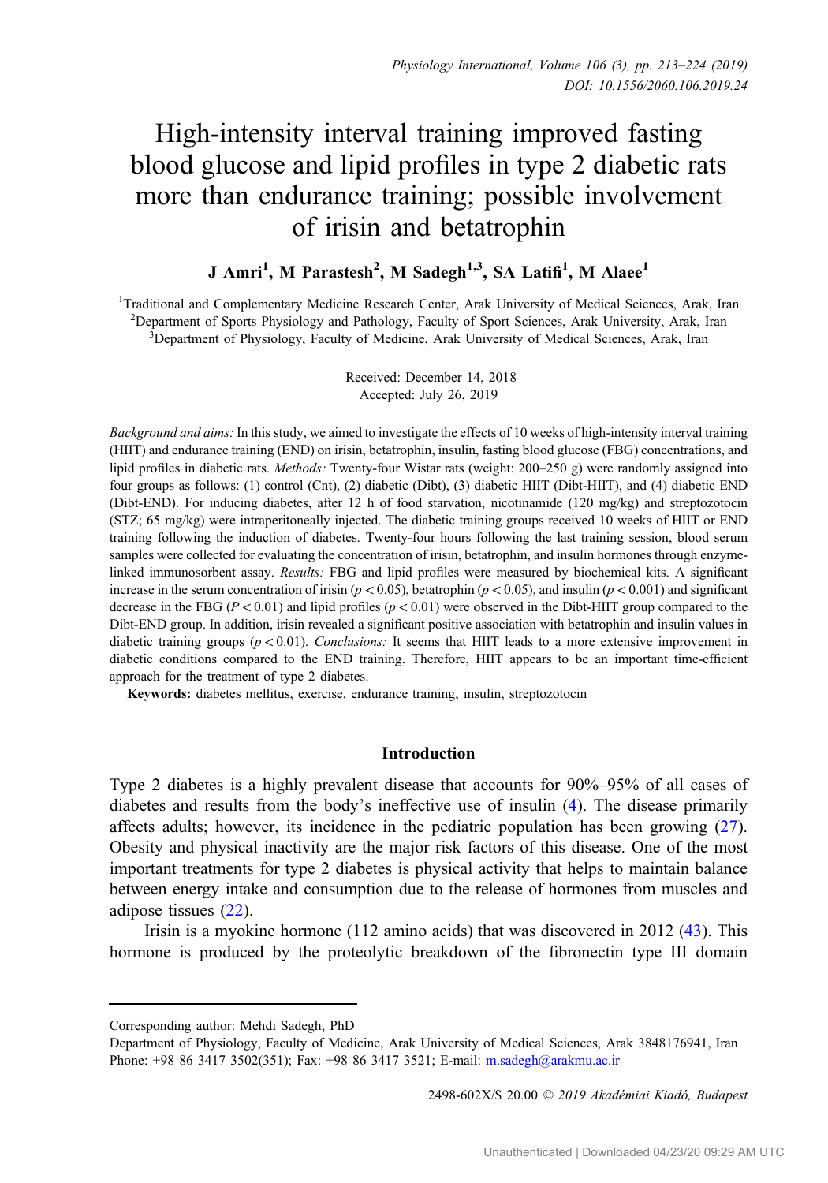# High-intensity interval training improved fasting blood glucose and lipid profiles in type 2 diabetic rats more than endurance training; possible involvement of irisin and betatrophin

**J Amri[1], M Parastesh[2], M Sadegh[1,3], SA Latifi[1], M Alaee[1]**

[1]Traditional and Complementary Medicine Research Center, Arak University of Medical Sciences, Arak, Iran
[2]Department of Sports Physiology and Pathology, Faculty of Sport Sciences, Arak University, Arak, Iran
[3]Department of Physiology, Faculty of Medicine, Arak University of Medical Sciences, Arak, Iran

Received: December 14, 2018
Accepted: July 26, 2019

*Background and aims:* In this study, we aimed to investigate the effects of 10 weeks of high-intensity interval training (HIIT) and endurance training (END) on irisin, betatrophin, insulin, fasting blood glucose (FBG) concentrations, and lipid profiles in diabetic rats. *Methods:* Twenty-four Wistar rats (weight: 200–250 g) were randomly assigned into four groups as follows: (1) control (Cnt), (2) diabetic (Dibt), (3) diabetic HIIT (Dibt-HIIT), and (4) diabetic END (Dibt-END). For inducing diabetes, after 12 h of food starvation, nicotinamide (120 mg/kg) and streptozotocin (STZ; 65 mg/kg) were intraperitoneally injected. The diabetic training groups received 10 weeks of HIIT or END training following the induction of diabetes. Twenty-four hours following the last training session, blood serum samples were collected for evaluating the concentration of irisin, betatrophin, and insulin hormones through enzyme-linked immunosorbent assay. *Results:* FBG and lipid profiles were measured by biochemical kits. A significant increase in the serum concentration of irisin ($p < 0.05$), betatrophin ($p < 0.05$), and insulin ($p < 0.001$) and significant decrease in the FBG ($P < 0.01$) and lipid profiles ($p < 0.01$) were observed in the Dibt-HIIT group compared to the Dibt-END group. In addition, irisin revealed a significant positive association with betatrophin and insulin values in diabetic training groups ($p < 0.01$). *Conclusions:* It seems that HIIT leads to a more extensive improvement in diabetic conditions compared to the END training. Therefore, HIIT appears to be an important time-efficient approach for the treatment of type 2 diabetes.

**Keywords:** diabetes mellitus, exercise, endurance training, insulin, streptozotocin

## Introduction

Type 2 diabetes is a highly prevalent disease that accounts for 90%–95% of all cases of diabetes and results from the body's ineffective use of insulin (4). The disease primarily affects adults; however, its incidence in the pediatric population has been growing (27). Obesity and physical inactivity are the major risk factors of this disease. One of the most important treatments for type 2 diabetes is physical activity that helps to maintain balance between energy intake and consumption due to the release of hormones from muscles and adipose tissues (22).

Irisin is a myokine hormone (112 amino acids) that was discovered in 2012 (43). This hormone is produced by the proteolytic breakdown of the fibronectin type III domain

Corresponding author: Mehdi Sadegh, PhD
Department of Physiology, Faculty of Medicine, Arak University of Medical Sciences, Arak 3848176941, Iran
Phone: +98 86 3417 3502(351); Fax: +98 86 3417 3521; E-mail: m.sadegh@arakmu.ac.ir

2498-602X/$ 20.00 © 2019 Akadémiai Kiadó, Budapest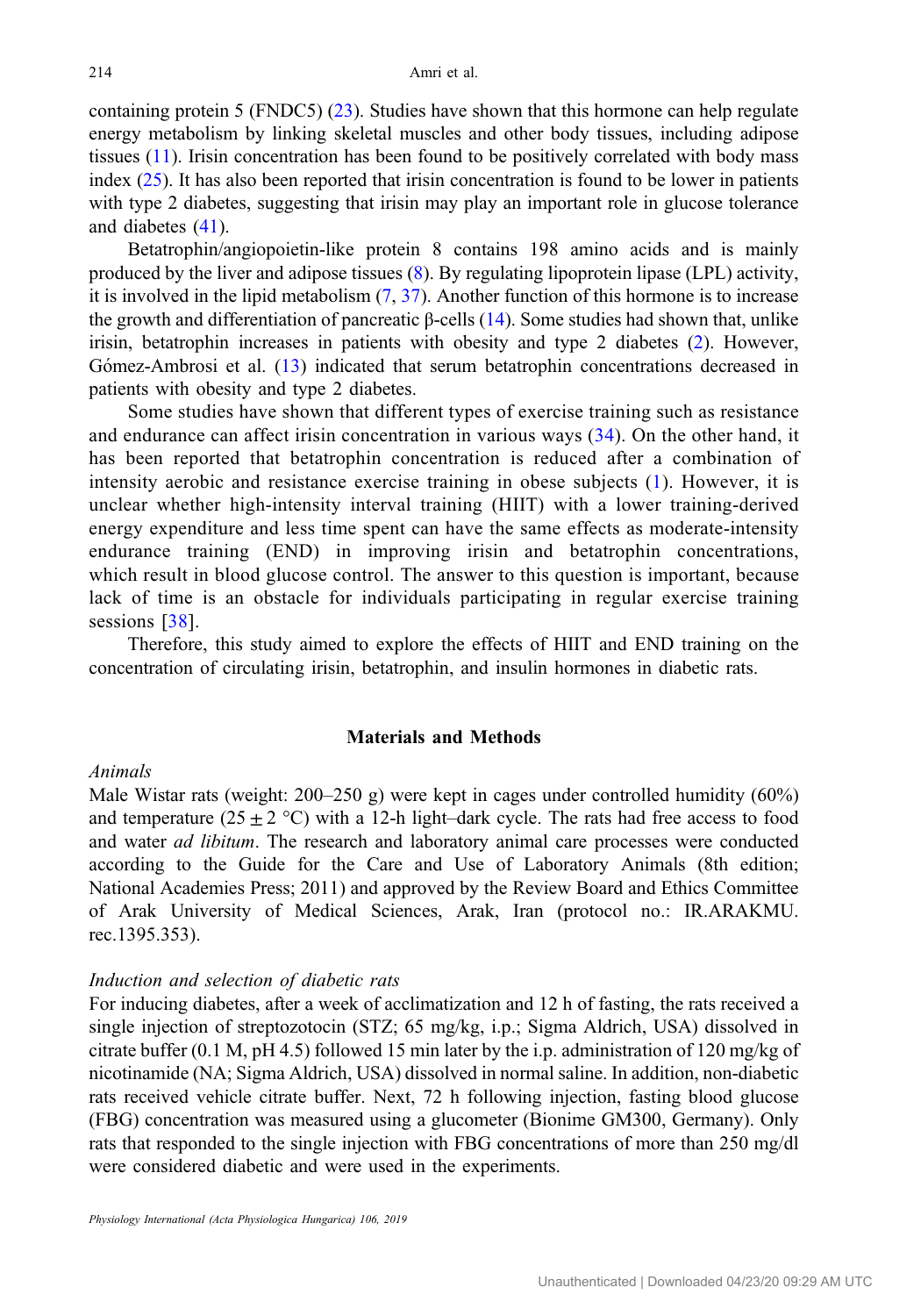containing protein 5 (FNDC5) (23). Studies have shown that this hormone can help regulate energy metabolism by linking skeletal muscles and other body tissues, including adipose tissues (11). Irisin concentration has been found to be positively correlated with body mass index (25). It has also been reported that irisin concentration is found to be lower in patients with type 2 diabetes, suggesting that irisin may play an important role in glucose tolerance and diabetes (41).

Betatrophin/angiopoietin-like protein 8 contains 198 amino acids and is mainly produced by the liver and adipose tissues (8). By regulating lipoprotein lipase (LPL) activity, it is involved in the lipid metabolism (7, 37). Another function of this hormone is to increase the growth and differentiation of pancreatic β-cells (14). Some studies had shown that, unlike irisin, betatrophin increases in patients with obesity and type 2 diabetes (2). However, Gómez-Ambrosi et al. (13) indicated that serum betatrophin concentrations decreased in patients with obesity and type 2 diabetes.

Some studies have shown that different types of exercise training such as resistance and endurance can affect irisin concentration in various ways (34). On the other hand, it has been reported that betatrophin concentration is reduced after a combination of intensity aerobic and resistance exercise training in obese subjects (1). However, it is unclear whether high-intensity interval training (HIIT) with a lower training-derived energy expenditure and less time spent can have the same effects as moderate-intensity endurance training (END) in improving irisin and betatrophin concentrations, which result in blood glucose control. The answer to this question is important, because lack of time is an obstacle for individuals participating in regular exercise training sessions [38].

Therefore, this study aimed to explore the effects of HIIT and END training on the concentration of circulating irisin, betatrophin, and insulin hormones in diabetic rats.

## Materials and Methods

### *Animals*

Male Wistar rats (weight: 200–250 g) were kept in cages under controlled humidity (60%) and temperature (25 ± 2 °C) with a 12-h light–dark cycle. The rats had free access to food and water *ad libitum*. The research and laboratory animal care processes were conducted according to the Guide for the Care and Use of Laboratory Animals (8th edition; National Academies Press; 2011) and approved by the Review Board and Ethics Committee of Arak University of Medical Sciences, Arak, Iran (protocol no.: IR.ARAKMU.rec.1395.353).

### *Induction and selection of diabetic rats*

For inducing diabetes, after a week of acclimatization and 12 h of fasting, the rats received a single injection of streptozotocin (STZ; 65 mg/kg, i.p.; Sigma Aldrich, USA) dissolved in citrate buffer (0.1 M, pH 4.5) followed 15 min later by the i.p. administration of 120 mg/kg of nicotinamide (NA; Sigma Aldrich, USA) dissolved in normal saline. In addition, non-diabetic rats received vehicle citrate buffer. Next, 72 h following injection, fasting blood glucose (FBG) concentration was measured using a glucometer (Bionime GM300, Germany). Only rats that responded to the single injection with FBG concentrations of more than 250 mg/dl were considered diabetic and were used in the experiments.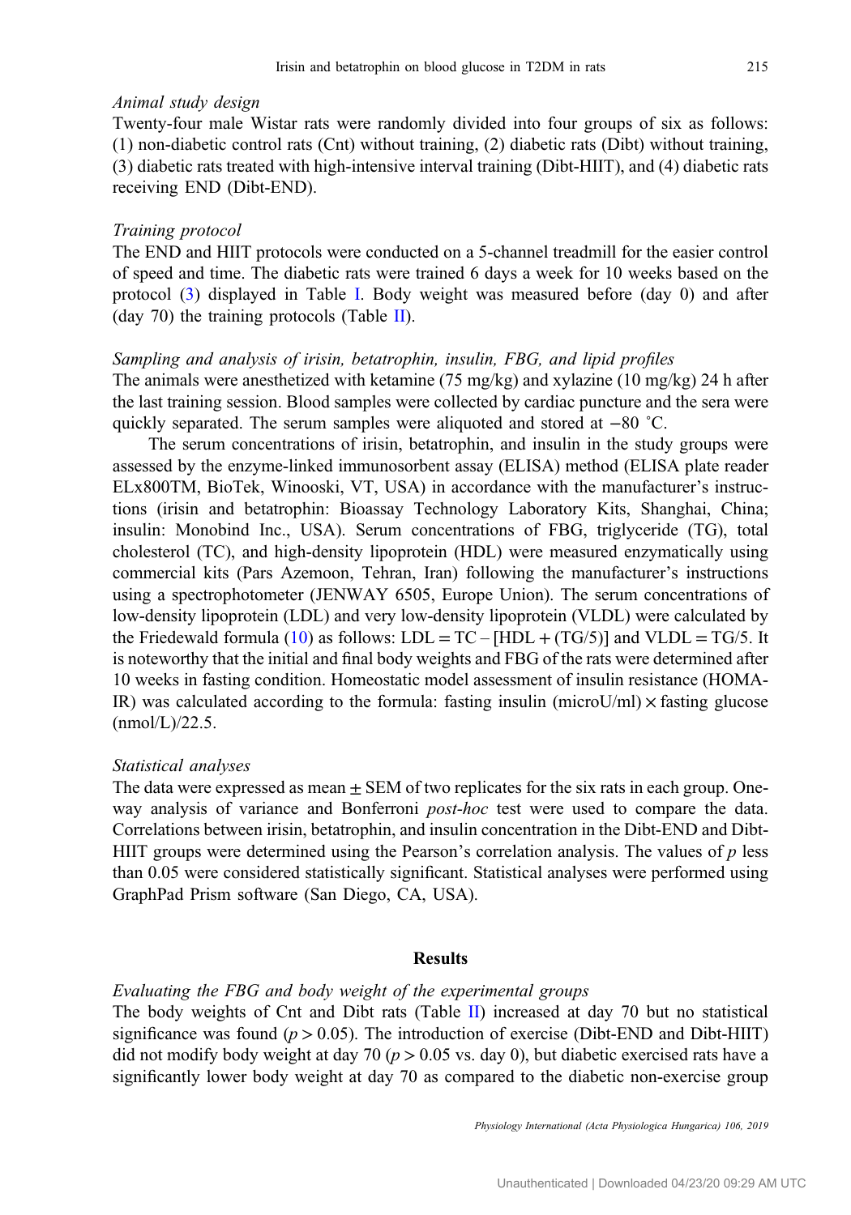*Animal study design*

Twenty-four male Wistar rats were randomly divided into four groups of six as follows: (1) non-diabetic control rats (Cnt) without training, (2) diabetic rats (Dibt) without training, (3) diabetic rats treated with high-intensive interval training (Dibt-HIIT), and (4) diabetic rats receiving END (Dibt-END).

*Training protocol*

The END and HIIT protocols were conducted on a 5-channel treadmill for the easier control of speed and time. The diabetic rats were trained 6 days a week for 10 weeks based on the protocol (3) displayed in Table I. Body weight was measured before (day 0) and after (day 70) the training protocols (Table II).

*Sampling and analysis of irisin, betatrophin, insulin, FBG, and lipid profiles*

The animals were anesthetized with ketamine (75 mg/kg) and xylazine (10 mg/kg) 24 h after the last training session. Blood samples were collected by cardiac puncture and the sera were quickly separated. The serum samples were aliquoted and stored at −80 °C.

The serum concentrations of irisin, betatrophin, and insulin in the study groups were assessed by the enzyme-linked immunosorbent assay (ELISA) method (ELISA plate reader ELx800TM, BioTek, Winooski, VT, USA) in accordance with the manufacturer's instructions (irisin and betatrophin: Bioassay Technology Laboratory Kits, Shanghai, China; insulin: Monobind Inc., USA). Serum concentrations of FBG, triglyceride (TG), total cholesterol (TC), and high-density lipoprotein (HDL) were measured enzymatically using commercial kits (Pars Azemoon, Tehran, Iran) following the manufacturer's instructions using a spectrophotometer (JENWAY 6505, Europe Union). The serum concentrations of low-density lipoprotein (LDL) and very low-density lipoprotein (VLDL) were calculated by the Friedewald formula (10) as follows: $LDL = TC - [HDL + (TG/5)]$ and $VLDL = TG/5$. It is noteworthy that the initial and final body weights and FBG of the rats were determined after 10 weeks in fasting condition. Homeostatic model assessment of insulin resistance (HOMA-IR) was calculated according to the formula: fasting insulin (microU/ml) × fasting glucose (nmol/L)/22.5.

*Statistical analyses*

The data were expressed as mean ± SEM of two replicates for the six rats in each group. One-way analysis of variance and Bonferroni *post-hoc* test were used to compare the data. Correlations between irisin, betatrophin, and insulin concentration in the Dibt-END and Dibt-HIIT groups were determined using the Pearson's correlation analysis. The values of $p$ less than 0.05 were considered statistically significant. Statistical analyses were performed using GraphPad Prism software (San Diego, CA, USA).

## Results

*Evaluating the FBG and body weight of the experimental groups*

The body weights of Cnt and Dibt rats (Table II) increased at day 70 but no statistical significance was found ($p > 0.05$). The introduction of exercise (Dibt-END and Dibt-HIIT) did not modify body weight at day 70 ($p > 0.05$ vs. day 0), but diabetic exercised rats have a significantly lower body weight at day 70 as compared to the diabetic non-exercise group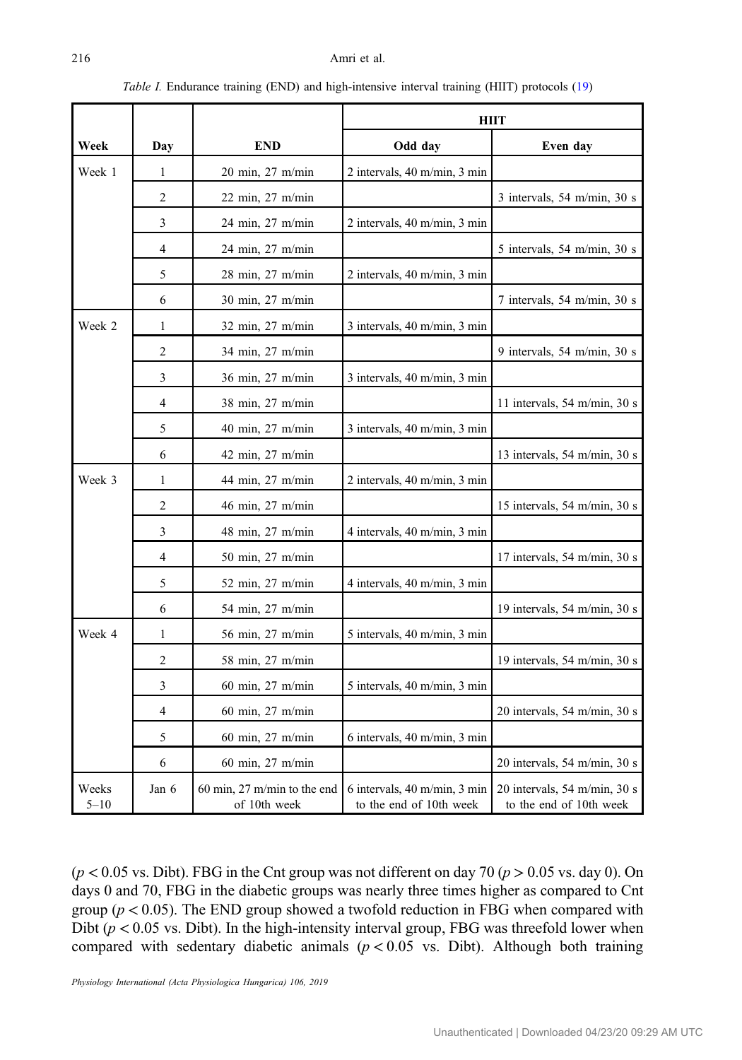*Table I.* Endurance training (END) and high-intensive interval training (HIIT) protocols (19)

| Week | Day | END | HIIT | |
|---|---|---|---|---|
| | | | Odd day | Even day |
| Week 1 | 1 | 20 min, 27 m/min | 2 intervals, 40 m/min, 3 min | |
| | 2 | 22 min, 27 m/min | | 3 intervals, 54 m/min, 30 s |
| | 3 | 24 min, 27 m/min | 2 intervals, 40 m/min, 3 min | |
| | 4 | 24 min, 27 m/min | | 5 intervals, 54 m/min, 30 s |
| | 5 | 28 min, 27 m/min | 2 intervals, 40 m/min, 3 min | |
| | 6 | 30 min, 27 m/min | | 7 intervals, 54 m/min, 30 s |
| Week 2 | 1 | 32 min, 27 m/min | 3 intervals, 40 m/min, 3 min | |
| | 2 | 34 min, 27 m/min | | 9 intervals, 54 m/min, 30 s |
| | 3 | 36 min, 27 m/min | 3 intervals, 40 m/min, 3 min | |
| | 4 | 38 min, 27 m/min | | 11 intervals, 54 m/min, 30 s |
| | 5 | 40 min, 27 m/min | 3 intervals, 40 m/min, 3 min | |
| | 6 | 42 min, 27 m/min | | 13 intervals, 54 m/min, 30 s |
| Week 3 | 1 | 44 min, 27 m/min | 2 intervals, 40 m/min, 3 min | |
| | 2 | 46 min, 27 m/min | | 15 intervals, 54 m/min, 30 s |
| | 3 | 48 min, 27 m/min | 4 intervals, 40 m/min, 3 min | |
| | 4 | 50 min, 27 m/min | | 17 intervals, 54 m/min, 30 s |
| | 5 | 52 min, 27 m/min | 4 intervals, 40 m/min, 3 min | |
| | 6 | 54 min, 27 m/min | | 19 intervals, 54 m/min, 30 s |
| Week 4 | 1 | 56 min, 27 m/min | 5 intervals, 40 m/min, 3 min | |
| | 2 | 58 min, 27 m/min | | 19 intervals, 54 m/min, 30 s |
| | 3 | 60 min, 27 m/min | 5 intervals, 40 m/min, 3 min | |
| | 4 | 60 min, 27 m/min | | 20 intervals, 54 m/min, 30 s |
| | 5 | 60 min, 27 m/min | 6 intervals, 40 m/min, 3 min | |
| | 6 | 60 min, 27 m/min | | 20 intervals, 54 m/min, 30 s |
| Weeks 5–10 | Jan 6 | 60 min, 27 m/min to the end of 10th week | 6 intervals, 40 m/min, 3 min to the end of 10th week | 20 intervals, 54 m/min, 30 s to the end of 10th week |

($p < 0.05$ vs. Dibt). FBG in the Cnt group was not different on day 70 ($p > 0.05$ vs. day 0). On days 0 and 70, FBG in the diabetic groups was nearly three times higher as compared to Cnt group ($p < 0.05$). The END group showed a twofold reduction in FBG when compared with Dibt ($p < 0.05$ vs. Dibt). In the high-intensity interval group, FBG was threefold lower when compared with sedentary diabetic animals ($p < 0.05$ vs. Dibt). Although both training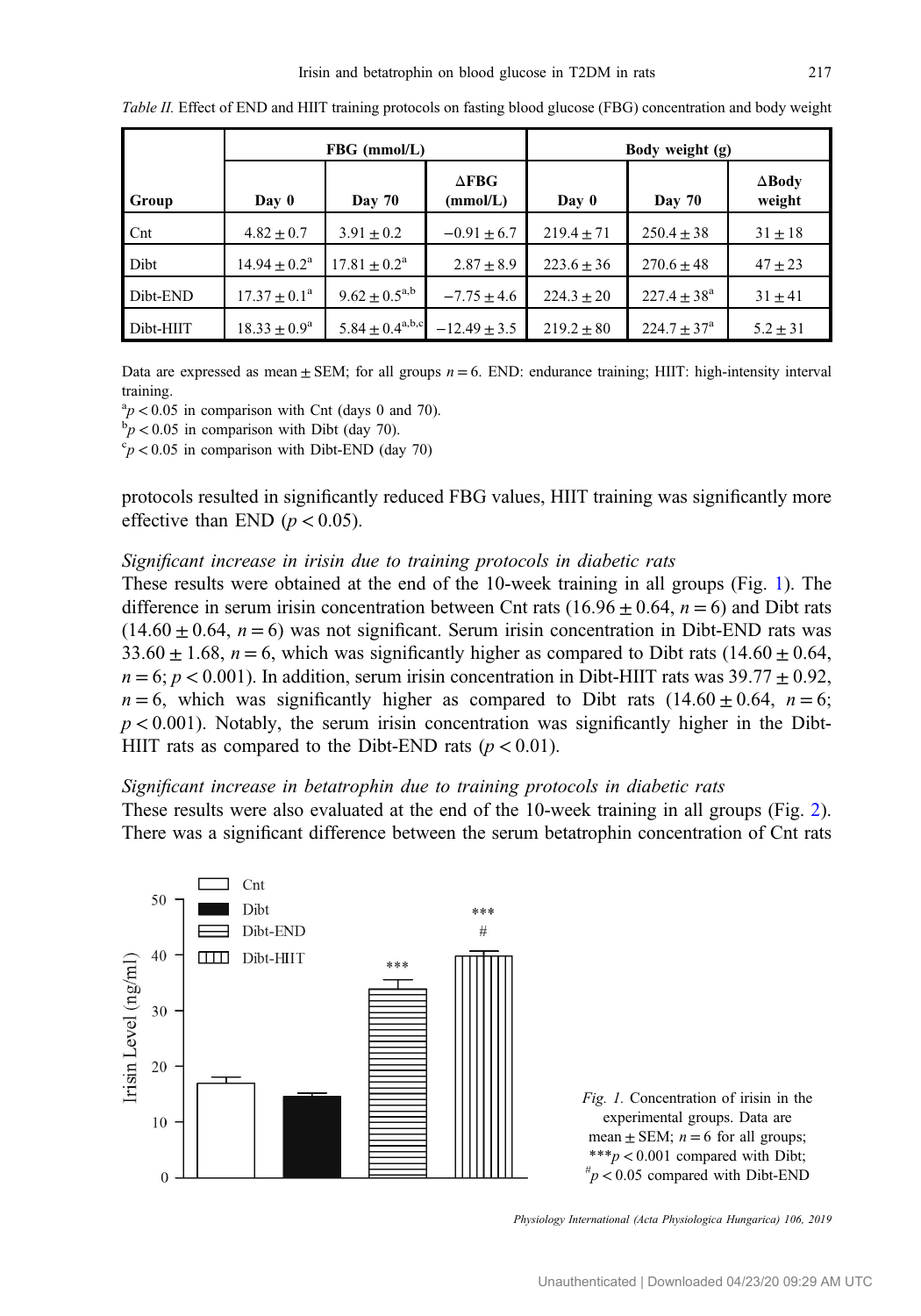*Table II.* Effect of END and HIIT training protocols on fasting blood glucose (FBG) concentration and body weight

| Group | FBG (mmol/L) | | | Body weight (g) | | |
|---|---|---|---|---|---|---|
| | Day 0 | Day 70 | ΔFBG (mmol/L) | Day 0 | Day 70 | ΔBody weight |
| Cnt | $4.82 \pm 0.7$ | $3.91 \pm 0.2$ | $-0.91 \pm 6.7$ | $219.4 \pm 71$ | $250.4 \pm 38$ | $31 \pm 18$ |
| Dibt | $14.94 \pm 0.2^{a}$ | $17.81 \pm 0.2^{a}$ | $2.87 \pm 8.9$ | $223.6 \pm 36$ | $270.6 \pm 48$ | $47 \pm 23$ |
| Dibt-END | $17.37 \pm 0.1^{a}$ | $9.62 \pm 0.5^{a,b}$ | $-7.75 \pm 4.6$ | $224.3 \pm 20$ | $227.4 \pm 38^{a}$ | $31 \pm 41$ |
| Dibt-HIIT | $18.33 \pm 0.9^{a}$ | $5.84 \pm 0.4^{a,b,c}$ | $-12.49 \pm 3.5$ | $219.2 \pm 80$ | $224.7 \pm 37^{a}$ | $5.2 \pm 31$ |

Data are expressed as mean ± SEM; for all groups $n = 6$. END: endurance training; HIIT: high-intensity interval training.

[a] $p < 0.05$ in comparison with Cnt (days 0 and 70).

[b] $p < 0.05$ in comparison with Dibt (day 70).

[c] $p < 0.05$ in comparison with Dibt-END (day 70)

protocols resulted in significantly reduced FBG values, HIIT training was significantly more effective than END ($p < 0.05$).

### *Significant increase in irisin due to training protocols in diabetic rats*

These results were obtained at the end of the 10-week training in all groups (Fig. 1). The difference in serum irisin concentration between Cnt rats ($16.96 \pm 0.64$, $n = 6$) and Dibt rats ($14.60 \pm 0.64$, $n = 6$) was not significant. Serum irisin concentration in Dibt-END rats was $33.60 \pm 1.68$, $n = 6$, which was significantly higher as compared to Dibt rats ($14.60 \pm 0.64$, $n = 6$; $p < 0.001$). In addition, serum irisin concentration in Dibt-HIIT rats was $39.77 \pm 0.92$, $n = 6$, which was significantly higher as compared to Dibt rats ($14.60 \pm 0.64$, $n = 6$; $p < 0.001$). Notably, the serum irisin concentration was significantly higher in the Dibt-HIIT rats as compared to the Dibt-END rats ($p < 0.01$).

### *Significant increase in betatrophin due to training protocols in diabetic rats*

These results were also evaluated at the end of the 10-week training in all groups (Fig. 2). There was a significant difference between the serum betatrophin concentration of Cnt rats

*Fig. 1.* Concentration of irisin in the experimental groups. Data are mean ± SEM; $n = 6$ for all groups; $^{***}p < 0.001$ compared with Dibt; $^{\#}p < 0.05$ compared with Dibt-END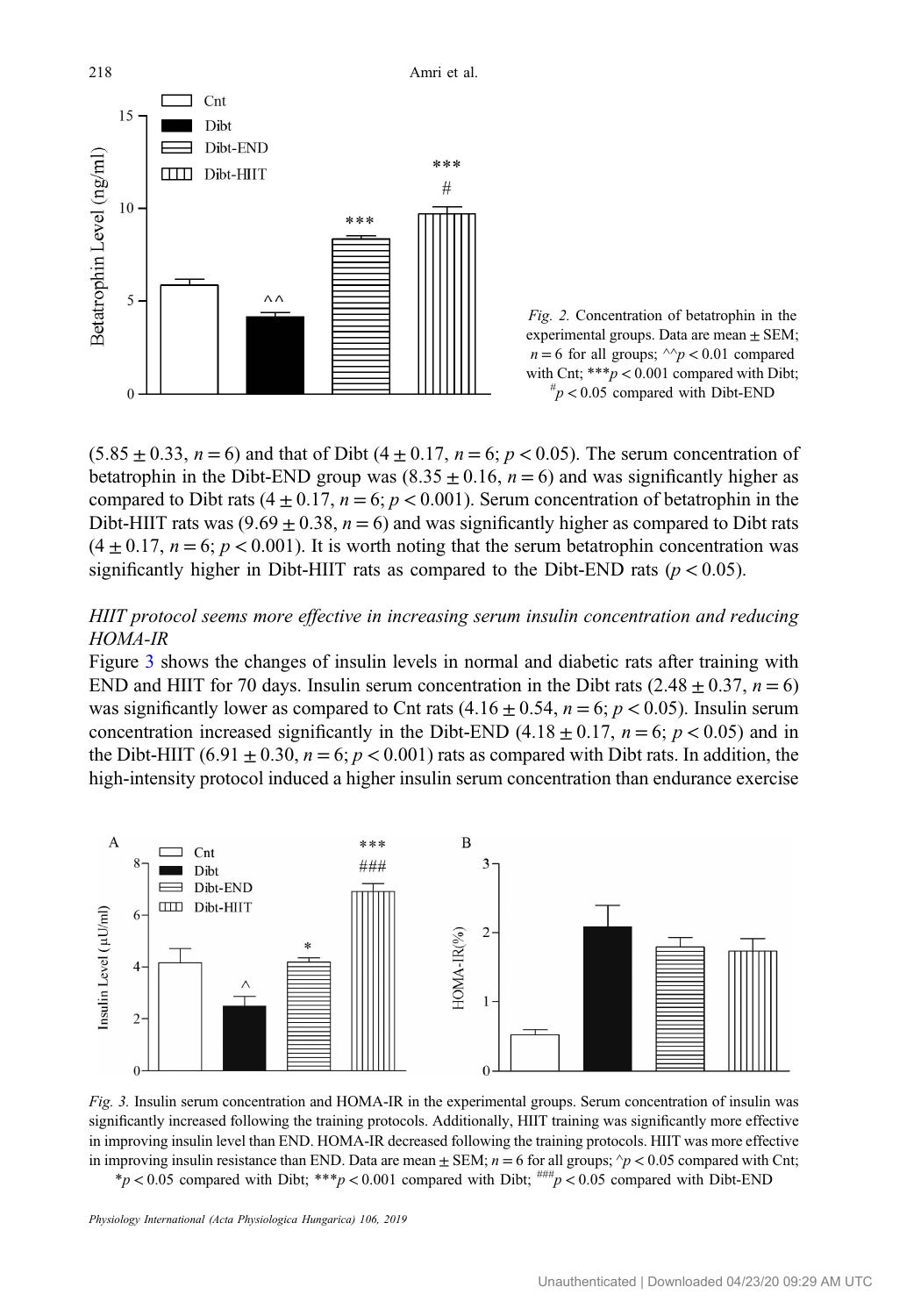*Fig. 2.* Concentration of betatrophin in the experimental groups. Data are mean ± SEM; $n = 6$ for all groups; ^^$p < 0.01$ compared with Cnt; ***$p < 0.001$ compared with Dibt; #$p < 0.05$ compared with Dibt-END

(5.85 ± 0.33, $n = 6$) and that of Dibt (4 ± 0.17, $n = 6$; $p < 0.05$). The serum concentration of betatrophin in the Dibt-END group was (8.35 ± 0.16, $n = 6$) and was significantly higher as compared to Dibt rats (4 ± 0.17, $n = 6$; $p < 0.001$). Serum concentration of betatrophin in the Dibt-HIIT rats was (9.69 ± 0.38, $n = 6$) and was significantly higher as compared to Dibt rats (4 ± 0.17, $n = 6$; $p < 0.001$). It is worth noting that the serum betatrophin concentration was significantly higher in Dibt-HIIT rats as compared to the Dibt-END rats ($p < 0.05$).

### *HIIT protocol seems more effective in increasing serum insulin concentration and reducing HOMA-IR*

Figure 3 shows the changes of insulin levels in normal and diabetic rats after training with END and HIIT for 70 days. Insulin serum concentration in the Dibt rats (2.48 ± 0.37, $n = 6$) was significantly lower as compared to Cnt rats (4.16 ± 0.54, $n = 6$; $p < 0.05$). Insulin serum concentration increased significantly in the Dibt-END (4.18 ± 0.17, $n = 6$; $p < 0.05$) and in the Dibt-HIIT (6.91 ± 0.30, $n = 6$; $p < 0.001$) rats as compared with Dibt rats. In addition, the high-intensity protocol induced a higher insulin serum concentration than endurance exercise

*Fig. 3.* Insulin serum concentration and HOMA-IR in the experimental groups. Serum concentration of insulin was significantly increased following the training protocols. Additionally, HIIT training was significantly more effective in improving insulin level than END. HOMA-IR decreased following the training protocols. HIIT was more effective in improving insulin resistance than END. Data are mean ± SEM; $n = 6$ for all groups; ^$p < 0.05$ compared with Cnt; *$p < 0.05$ compared with Dibt; ***$p < 0.001$ compared with Dibt; ###$p < 0.05$ compared with Dibt-END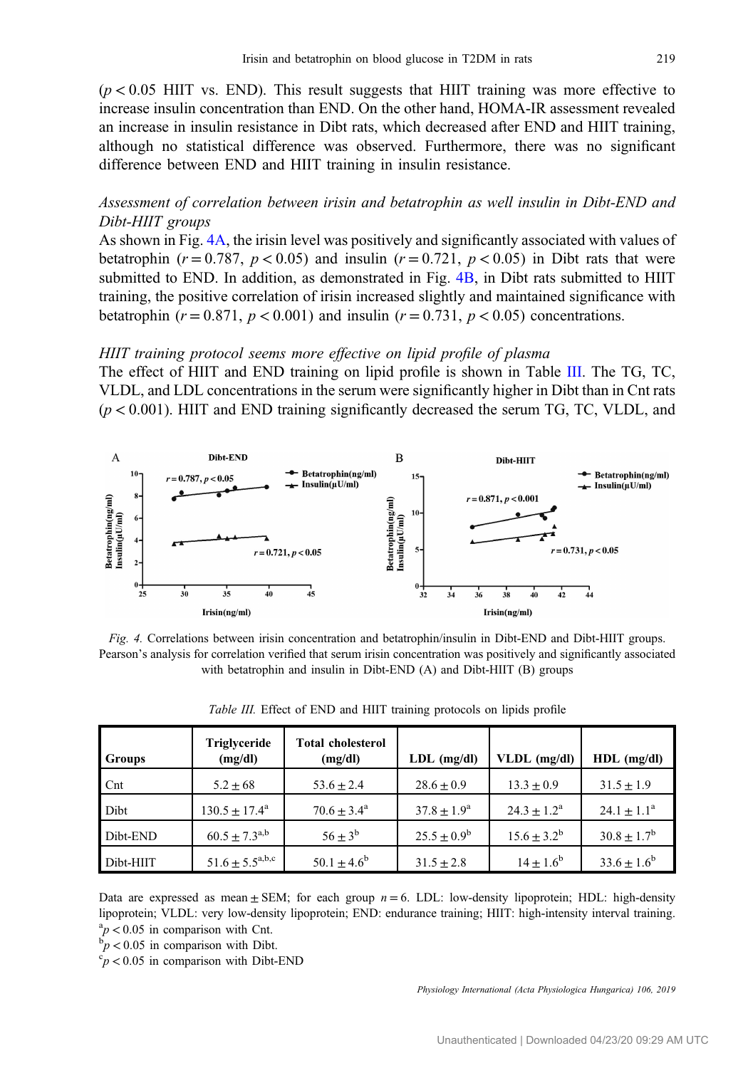($p < 0.05$ HIIT vs. END). This result suggests that HIIT training was more effective to increase insulin concentration than END. On the other hand, HOMA-IR assessment revealed an increase in insulin resistance in Dibt rats, which decreased after END and HIIT training, although no statistical difference was observed. Furthermore, there was no significant difference between END and HIIT training in insulin resistance.

### *Assessment of correlation between irisin and betatrophin as well insulin in Dibt-END and Dibt-HIIT groups*

As shown in Fig. 4A, the irisin level was positively and significantly associated with values of betatrophin ($r = 0.787$, $p < 0.05$) and insulin ($r = 0.721$, $p < 0.05$) in Dibt rats that were submitted to END. In addition, as demonstrated in Fig. 4B, in Dibt rats submitted to HIIT training, the positive correlation of irisin increased slightly and maintained significance with betatrophin ($r = 0.871$, $p < 0.001$) and insulin ($r = 0.731$, $p < 0.05$) concentrations.

### *HIIT training protocol seems more effective on lipid profile of plasma*

The effect of HIIT and END training on lipid profile is shown in Table III. The TG, TC, VLDL, and LDL concentrations in the serum were significantly higher in Dibt than in Cnt rats ($p < 0.001$). HIIT and END training significantly decreased the serum TG, TC, VLDL, and

*Fig. 4.* Correlations between irisin concentration and betatrophin/insulin in Dibt-END and Dibt-HIIT groups. Pearson's analysis for correlation verified that serum irisin concentration was positively and significantly associated with betatrophin and insulin in Dibt-END (A) and Dibt-HIIT (B) groups

*Table III.* Effect of END and HIIT training protocols on lipids profile

| Groups | Triglyceride (mg/dl) | Total cholesterol (mg/dl) | LDL (mg/dl) | VLDL (mg/dl) | HDL (mg/dl) |
|---|---|---|---|---|---|
| Cnt | $5.2 \pm 68$ | $53.6 \pm 2.4$ | $28.6 \pm 0.9$ | $13.3 \pm 0.9$ | $31.5 \pm 1.9$ |
| Dibt | $130.5 \pm 17.4^{a}$ | $70.6 \pm 3.4^{a}$ | $37.8 \pm 1.9^{a}$ | $24.3 \pm 1.2^{a}$ | $24.1 \pm 1.1^{a}$ |
| Dibt-END | $60.5 \pm 7.3^{a,b}$ | $56 \pm 3^{b}$ | $25.5 \pm 0.9^{b}$ | $15.6 \pm 3.2^{b}$ | $30.8 \pm 1.7^{b}$ |
| Dibt-HIIT | $51.6 \pm 5.5^{a,b,c}$ | $50.1 \pm 4.6^{b}$ | $31.5 \pm 2.8$ | $14 \pm 1.6^{b}$ | $33.6 \pm 1.6^{b}$ |

Data are expressed as mean ± SEM; for each group $n = 6$. LDL: low-density lipoprotein; HDL: high-density lipoprotein; VLDL: very low-density lipoprotein; END: endurance training; HIIT: high-intensity interval training.
[a] $p < 0.05$ in comparison with Cnt.
[b] $p < 0.05$ in comparison with Dibt.
[c] $p < 0.05$ in comparison with Dibt-END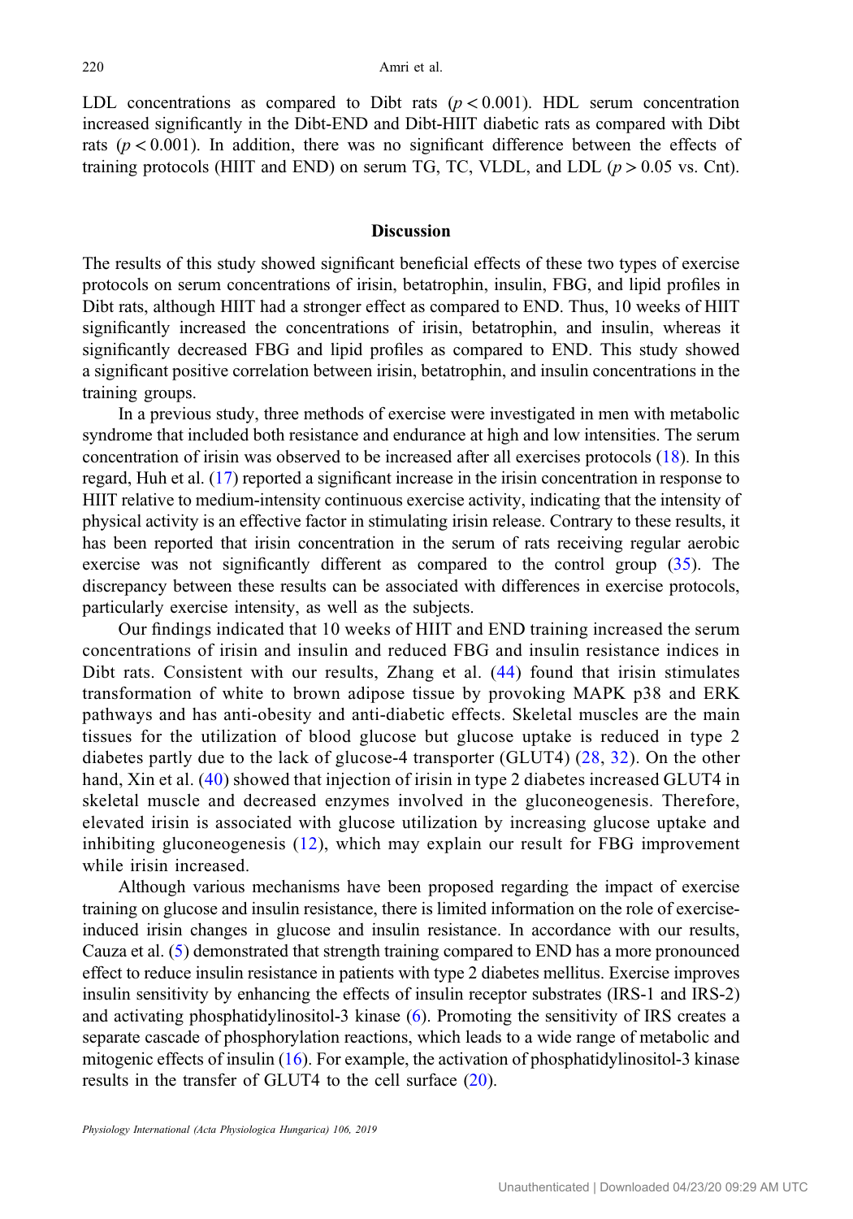LDL concentrations as compared to Dibt rats ($p < 0.001$). HDL serum concentration increased significantly in the Dibt-END and Dibt-HIIT diabetic rats as compared with Dibt rats ($p < 0.001$). In addition, there was no significant difference between the effects of training protocols (HIIT and END) on serum TG, TC, VLDL, and LDL ($p > 0.05$ vs. Cnt).

## Discussion

The results of this study showed significant beneficial effects of these two types of exercise protocols on serum concentrations of irisin, betatrophin, insulin, FBG, and lipid profiles in Dibt rats, although HIIT had a stronger effect as compared to END. Thus, 10 weeks of HIIT significantly increased the concentrations of irisin, betatrophin, and insulin, whereas it significantly decreased FBG and lipid profiles as compared to END. This study showed a significant positive correlation between irisin, betatrophin, and insulin concentrations in the training groups.

In a previous study, three methods of exercise were investigated in men with metabolic syndrome that included both resistance and endurance at high and low intensities. The serum concentration of irisin was observed to be increased after all exercises protocols (18). In this regard, Huh et al. (17) reported a significant increase in the irisin concentration in response to HIIT relative to medium-intensity continuous exercise activity, indicating that the intensity of physical activity is an effective factor in stimulating irisin release. Contrary to these results, it has been reported that irisin concentration in the serum of rats receiving regular aerobic exercise was not significantly different as compared to the control group (35). The discrepancy between these results can be associated with differences in exercise protocols, particularly exercise intensity, as well as the subjects.

Our findings indicated that 10 weeks of HIIT and END training increased the serum concentrations of irisin and insulin and reduced FBG and insulin resistance indices in Dibt rats. Consistent with our results, Zhang et al. (44) found that irisin stimulates transformation of white to brown adipose tissue by provoking MAPK p38 and ERK pathways and has anti-obesity and anti-diabetic effects. Skeletal muscles are the main tissues for the utilization of blood glucose but glucose uptake is reduced in type 2 diabetes partly due to the lack of glucose-4 transporter (GLUT4) (28, 32). On the other hand, Xin et al. (40) showed that injection of irisin in type 2 diabetes increased GLUT4 in skeletal muscle and decreased enzymes involved in the gluconeogenesis. Therefore, elevated irisin is associated with glucose utilization by increasing glucose uptake and inhibiting gluconeogenesis (12), which may explain our result for FBG improvement while irisin increased.

Although various mechanisms have been proposed regarding the impact of exercise training on glucose and insulin resistance, there is limited information on the role of exercise-induced irisin changes in glucose and insulin resistance. In accordance with our results, Cauza et al. (5) demonstrated that strength training compared to END has a more pronounced effect to reduce insulin resistance in patients with type 2 diabetes mellitus. Exercise improves insulin sensitivity by enhancing the effects of insulin receptor substrates (IRS-1 and IRS-2) and activating phosphatidylinositol-3 kinase (6). Promoting the sensitivity of IRS creates a separate cascade of phosphorylation reactions, which leads to a wide range of metabolic and mitogenic effects of insulin (16). For example, the activation of phosphatidylinositol-3 kinase results in the transfer of GLUT4 to the cell surface (20).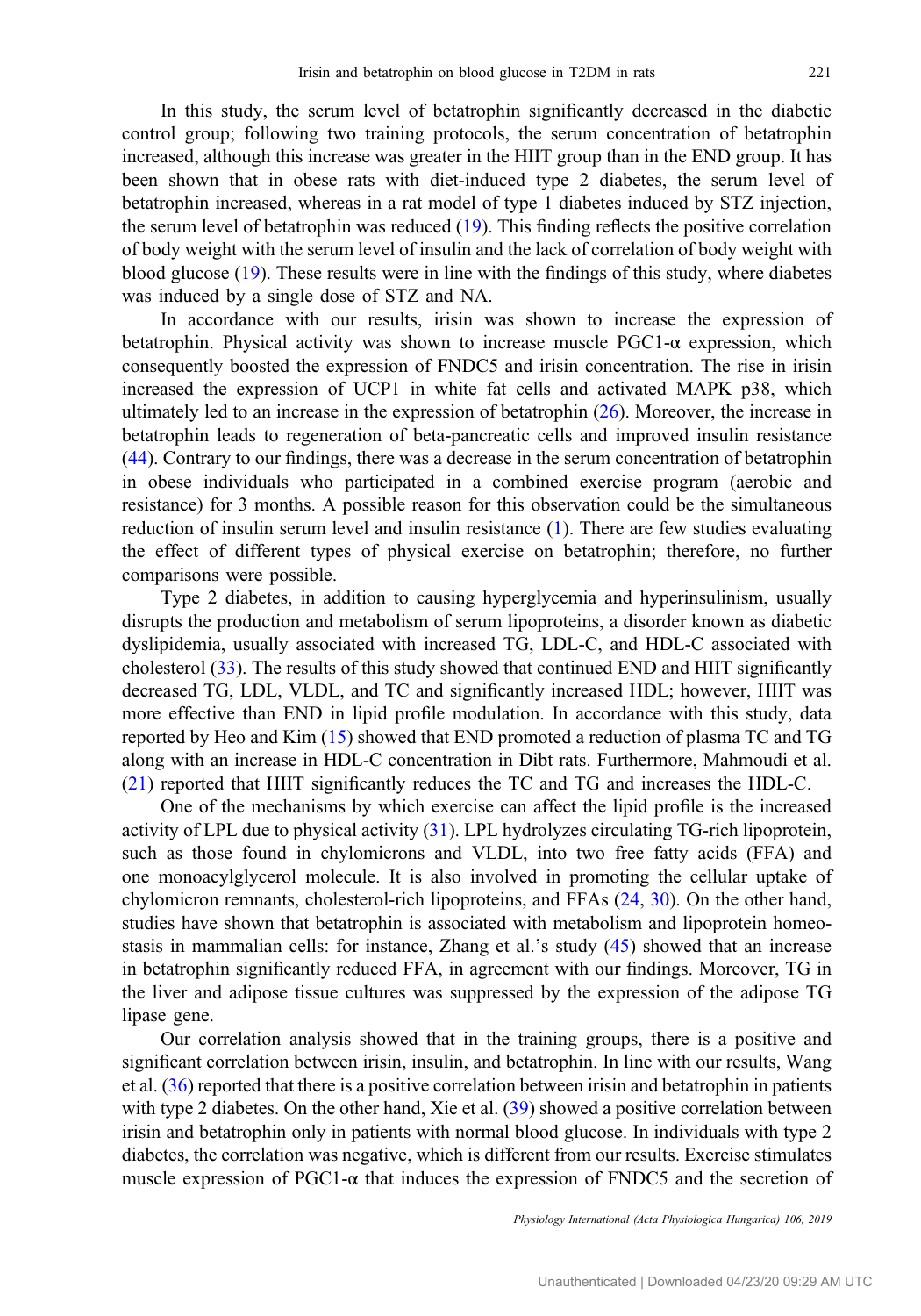In this study, the serum level of betatrophin significantly decreased in the diabetic control group; following two training protocols, the serum concentration of betatrophin increased, although this increase was greater in the HIIT group than in the END group. It has been shown that in obese rats with diet-induced type 2 diabetes, the serum level of betatrophin increased, whereas in a rat model of type 1 diabetes induced by STZ injection, the serum level of betatrophin was reduced (19). This finding reflects the positive correlation of body weight with the serum level of insulin and the lack of correlation of body weight with blood glucose (19). These results were in line with the findings of this study, where diabetes was induced by a single dose of STZ and NA.

In accordance with our results, irisin was shown to increase the expression of betatrophin. Physical activity was shown to increase muscle PGC1-α expression, which consequently boosted the expression of FNDC5 and irisin concentration. The rise in irisin increased the expression of UCP1 in white fat cells and activated MAPK p38, which ultimately led to an increase in the expression of betatrophin (26). Moreover, the increase in betatrophin leads to regeneration of beta-pancreatic cells and improved insulin resistance (44). Contrary to our findings, there was a decrease in the serum concentration of betatrophin in obese individuals who participated in a combined exercise program (aerobic and resistance) for 3 months. A possible reason for this observation could be the simultaneous reduction of insulin serum level and insulin resistance (1). There are few studies evaluating the effect of different types of physical exercise on betatrophin; therefore, no further comparisons were possible.

Type 2 diabetes, in addition to causing hyperglycemia and hyperinsulinism, usually disrupts the production and metabolism of serum lipoproteins, a disorder known as diabetic dyslipidemia, usually associated with increased TG, LDL-C, and HDL-C associated with cholesterol (33). The results of this study showed that continued END and HIIT significantly decreased TG, LDL, VLDL, and TC and significantly increased HDL; however, HIIT was more effective than END in lipid profile modulation. In accordance with this study, data reported by Heo and Kim (15) showed that END promoted a reduction of plasma TC and TG along with an increase in HDL-C concentration in Dibt rats. Furthermore, Mahmoudi et al. (21) reported that HIIT significantly reduces the TC and TG and increases the HDL-C.

One of the mechanisms by which exercise can affect the lipid profile is the increased activity of LPL due to physical activity (31). LPL hydrolyzes circulating TG-rich lipoprotein, such as those found in chylomicrons and VLDL, into two free fatty acids (FFA) and one monoacylglycerol molecule. It is also involved in promoting the cellular uptake of chylomicron remnants, cholesterol-rich lipoproteins, and FFAs (24, 30). On the other hand, studies have shown that betatrophin is associated with metabolism and lipoprotein homeostasis in mammalian cells: for instance, Zhang et al.'s study (45) showed that an increase in betatrophin significantly reduced FFA, in agreement with our findings. Moreover, TG in the liver and adipose tissue cultures was suppressed by the expression of the adipose TG lipase gene.

Our correlation analysis showed that in the training groups, there is a positive and significant correlation between irisin, insulin, and betatrophin. In line with our results, Wang et al. (36) reported that there is a positive correlation between irisin and betatrophin in patients with type 2 diabetes. On the other hand, Xie et al. (39) showed a positive correlation between irisin and betatrophin only in patients with normal blood glucose. In individuals with type 2 diabetes, the correlation was negative, which is different from our results. Exercise stimulates muscle expression of PGC1-α that induces the expression of FNDC5 and the secretion of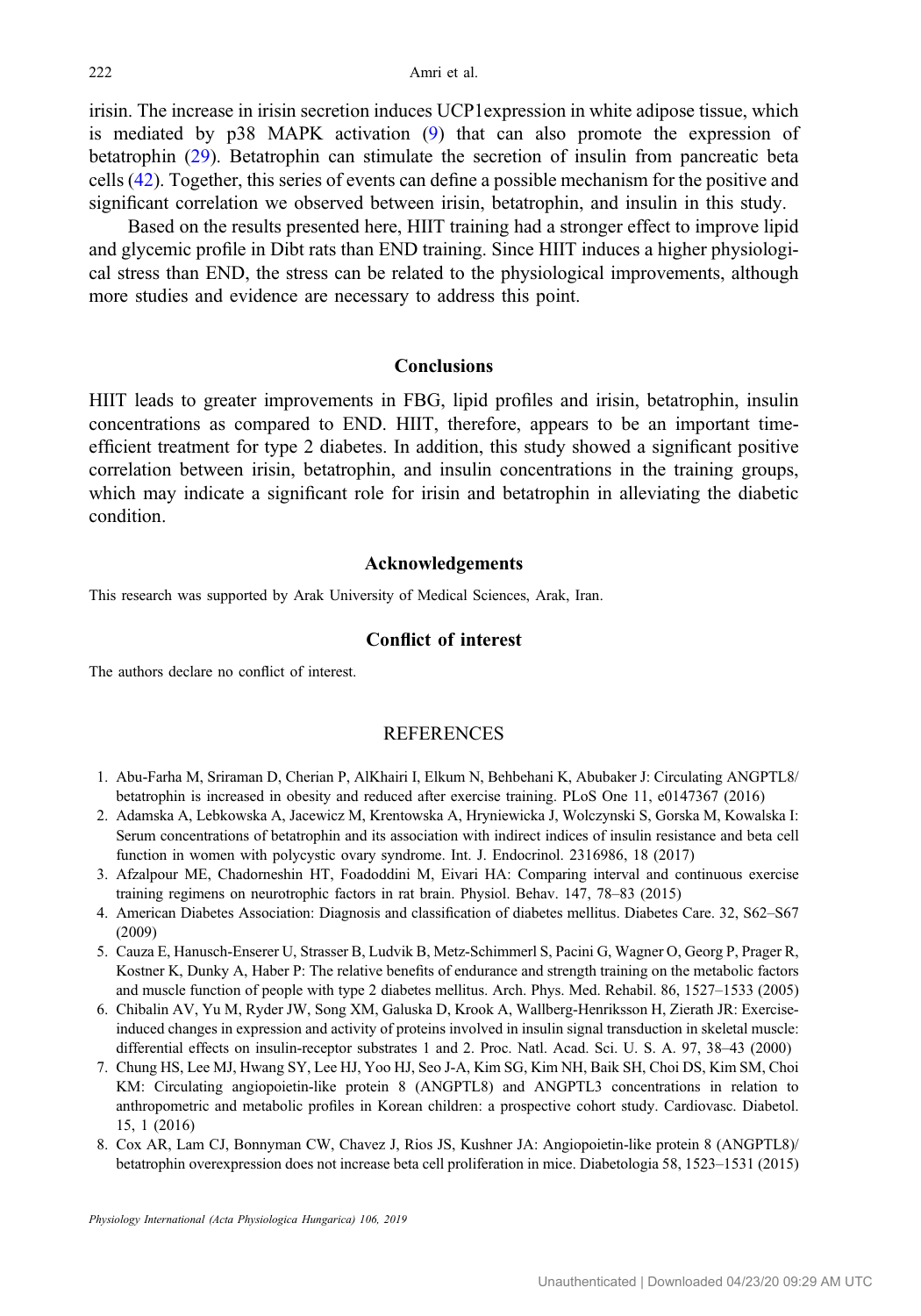irisin. The increase in irisin secretion induces UCP1expression in white adipose tissue, which is mediated by p38 MAPK activation (9) that can also promote the expression of betatrophin (29). Betatrophin can stimulate the secretion of insulin from pancreatic beta cells (42). Together, this series of events can define a possible mechanism for the positive and significant correlation we observed between irisin, betatrophin, and insulin in this study.

Based on the results presented here, HIIT training had a stronger effect to improve lipid and glycemic profile in Dibt rats than END training. Since HIIT induces a higher physiological stress than END, the stress can be related to the physiological improvements, although more studies and evidence are necessary to address this point.

## Conclusions

HIIT leads to greater improvements in FBG, lipid profiles and irisin, betatrophin, insulin concentrations as compared to END. HIIT, therefore, appears to be an important time-efficient treatment for type 2 diabetes. In addition, this study showed a significant positive correlation between irisin, betatrophin, and insulin concentrations in the training groups, which may indicate a significant role for irisin and betatrophin in alleviating the diabetic condition.

## Acknowledgements

This research was supported by Arak University of Medical Sciences, Arak, Iran.

## Conflict of interest

The authors declare no conflict of interest.

## REFERENCES

1. Abu-Farha M, Sriraman D, Cherian P, AlKhairi I, Elkum N, Behbehani K, Abubaker J: Circulating ANGPTL8/ betatrophin is increased in obesity and reduced after exercise training. PLoS One 11, e0147367 (2016)
2. Adamska A, Lebkowska A, Jacewicz M, Krentowska A, Hryniewicka J, Wolczynski S, Gorska M, Kowalska I: Serum concentrations of betatrophin and its association with indirect indices of insulin resistance and beta cell function in women with polycystic ovary syndrome. Int. J. Endocrinol. 2316986, 18 (2017)
3. Afzalpour ME, Chadorneshin HT, Foadoddini M, Eivari HA: Comparing interval and continuous exercise training regimens on neurotrophic factors in rat brain. Physiol. Behav. 147, 78–83 (2015)
4. American Diabetes Association: Diagnosis and classification of diabetes mellitus. Diabetes Care. 32, S62–S67 (2009)
5. Cauza E, Hanusch-Enserer U, Strasser B, Ludvik B, Metz-Schimmerl S, Pacini G, Wagner O, Georg P, Prager R, Kostner K, Dunky A, Haber P: The relative benefits of endurance and strength training on the metabolic factors and muscle function of people with type 2 diabetes mellitus. Arch. Phys. Med. Rehabil. 86, 1527–1533 (2005)
6. Chibalin AV, Yu M, Ryder JW, Song XM, Galuska D, Krook A, Wallberg-Henriksson H, Zierath JR: Exercise-induced changes in expression and activity of proteins involved in insulin signal transduction in skeletal muscle: differential effects on insulin-receptor substrates 1 and 2. Proc. Natl. Acad. Sci. U. S. A. 97, 38–43 (2000)
7. Chung HS, Lee MJ, Hwang SY, Lee HJ, Yoo HJ, Seo J-A, Kim SG, Kim NH, Baik SH, Choi DS, Kim SM, Choi KM: Circulating angiopoietin-like protein 8 (ANGPTL8) and ANGPTL3 concentrations in relation to anthropometric and metabolic profiles in Korean children: a prospective cohort study. Cardiovasc. Diabetol. 15, 1 (2016)
8. Cox AR, Lam CJ, Bonnyman CW, Chavez J, Rios JS, Kushner JA: Angiopoietin-like protein 8 (ANGPTL8)/ betatrophin overexpression does not increase beta cell proliferation in mice. Diabetologia 58, 1523–1531 (2015)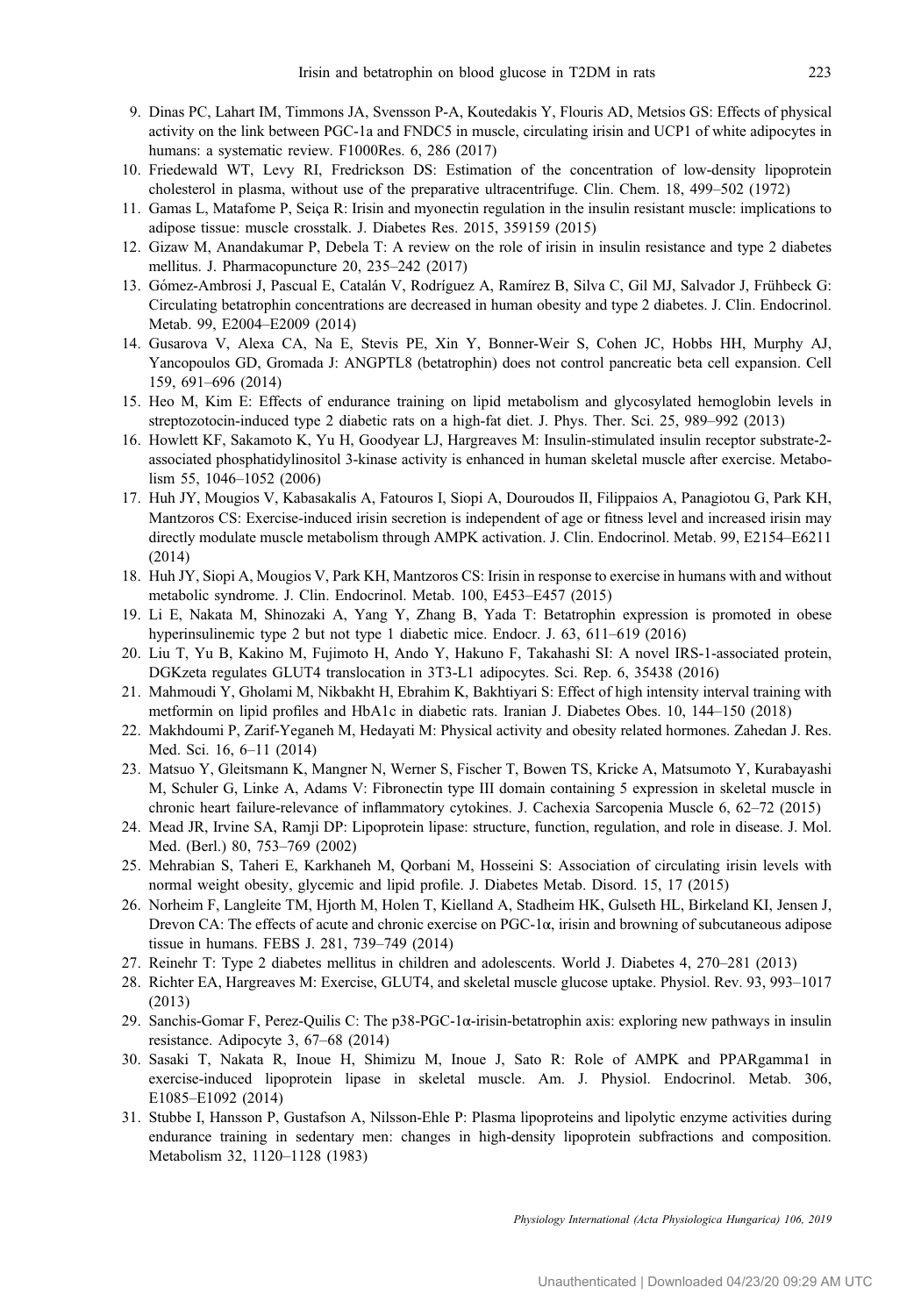9. Dinas PC, Lahart IM, Timmons JA, Svensson P-A, Koutedakis Y, Flouris AD, Metsios GS: Effects of physical activity on the link between PGC-1a and FNDC5 in muscle, circulating irisin and UCP1 of white adipocytes in humans: a systematic review. F1000Res. 6, 286 (2017)
10. Friedewald WT, Levy RI, Fredrickson DS: Estimation of the concentration of low-density lipoprotein cholesterol in plasma, without use of the preparative ultracentrifuge. Clin. Chem. 18, 499–502 (1972)
11. Gamas L, Matafome P, Seiça R: Irisin and myonectin regulation in the insulin resistant muscle: implications to adipose tissue: muscle crosstalk. J. Diabetes Res. 2015, 359159 (2015)
12. Gizaw M, Anandakumar P, Debela T: A review on the role of irisin in insulin resistance and type 2 diabetes mellitus. J. Pharmacopuncture 20, 235–242 (2017)
13. Gómez-Ambrosi J, Pascual E, Catalán V, Rodríguez A, Ramírez B, Silva C, Gil MJ, Salvador J, Frühbeck G: Circulating betatrophin concentrations are decreased in human obesity and type 2 diabetes. J. Clin. Endocrinol. Metab. 99, E2004–E2009 (2014)
14. Gusarova V, Alexa CA, Na E, Stevis PE, Xin Y, Bonner-Weir S, Cohen JC, Hobbs HH, Murphy AJ, Yancopoulos GD, Gromada J: ANGPTL8 (betatrophin) does not control pancreatic beta cell expansion. Cell 159, 691–696 (2014)
15. Heo M, Kim E: Effects of endurance training on lipid metabolism and glycosylated hemoglobin levels in streptozotocin-induced type 2 diabetic rats on a high-fat diet. J. Phys. Ther. Sci. 25, 989–992 (2013)
16. Howlett KF, Sakamoto K, Yu H, Goodyear LJ, Hargreaves M: Insulin-stimulated insulin receptor substrate-2-associated phosphatidylinositol 3-kinase activity is enhanced in human skeletal muscle after exercise. Metabolism 55, 1046–1052 (2006)
17. Huh JY, Mougios V, Kabasakalis A, Fatouros I, Siopi A, Douroudos II, Filippaios A, Panagiotou G, Park KH, Mantzoros CS: Exercise-induced irisin secretion is independent of age or fitness level and increased irisin may directly modulate muscle metabolism through AMPK activation. J. Clin. Endocrinol. Metab. 99, E2154–E6211 (2014)
18. Huh JY, Siopi A, Mougios V, Park KH, Mantzoros CS: Irisin in response to exercise in humans with and without metabolic syndrome. J. Clin. Endocrinol. Metab. 100, E453–E457 (2015)
19. Li E, Nakata M, Shinozaki A, Yang Y, Zhang B, Yada T: Betatrophin expression is promoted in obese hyperinsulinemic type 2 but not type 1 diabetic mice. Endocr. J. 63, 611–619 (2016)
20. Liu T, Yu B, Kakino M, Fujimoto H, Ando Y, Hakuno F, Takahashi SI: A novel IRS-1-associated protein, DGKzeta regulates GLUT4 translocation in 3T3-L1 adipocytes. Sci. Rep. 6, 35438 (2016)
21. Mahmoudi Y, Gholami M, Nikbakht H, Ebrahim K, Bakhtiyari S: Effect of high intensity interval training with metformin on lipid profiles and HbA1c in diabetic rats. Iranian J. Diabetes Obes. 10, 144–150 (2018)
22. Makhdoumi P, Zarif-Yeganeh M, Hedayati M: Physical activity and obesity related hormones. Zahedan J. Res. Med. Sci. 16, 6–11 (2014)
23. Matsuo Y, Gleitsmann K, Mangner N, Werner S, Fischer T, Bowen TS, Kricke A, Matsumoto Y, Kurabayashi M, Schuler G, Linke A, Adams V: Fibronectin type III domain containing 5 expression in skeletal muscle in chronic heart failure-relevance of inflammatory cytokines. J. Cachexia Sarcopenia Muscle 6, 62–72 (2015)
24. Mead JR, Irvine SA, Ramji DP: Lipoprotein lipase: structure, function, regulation, and role in disease. J. Mol. Med. (Berl.) 80, 753–769 (2002)
25. Mehrabian S, Taheri E, Karkhaneh M, Qorbani M, Hosseini S: Association of circulating irisin levels with normal weight obesity, glycemic and lipid profile. J. Diabetes Metab. Disord. 15, 17 (2015)
26. Norheim F, Langleite TM, Hjorth M, Holen T, Kielland A, Stadheim HK, Gulseth HL, Birkeland KI, Jensen J, Drevon CA: The effects of acute and chronic exercise on PGC-1α, irisin and browning of subcutaneous adipose tissue in humans. FEBS J. 281, 739–749 (2014)
27. Reinehr T: Type 2 diabetes mellitus in children and adolescents. World J. Diabetes 4, 270–281 (2013)
28. Richter EA, Hargreaves M: Exercise, GLUT4, and skeletal muscle glucose uptake. Physiol. Rev. 93, 993–1017 (2013)
29. Sanchis-Gomar F, Perez-Quilis C: The p38-PGC-1α-irisin-betatrophin axis: exploring new pathways in insulin resistance. Adipocyte 3, 67–68 (2014)
30. Sasaki T, Nakata R, Inoue H, Shimizu M, Inoue J, Sato R: Role of AMPK and PPARgamma1 in exercise-induced lipoprotein lipase in skeletal muscle. Am. J. Physiol. Endocrinol. Metab. 306, E1085–E1092 (2014)
31. Stubbe I, Hansson P, Gustafson A, Nilsson-Ehle P: Plasma lipoproteins and lipolytic enzyme activities during endurance training in sedentary men: changes in high-density lipoprotein subfractions and composition. Metabolism 32, 1120–1128 (1983)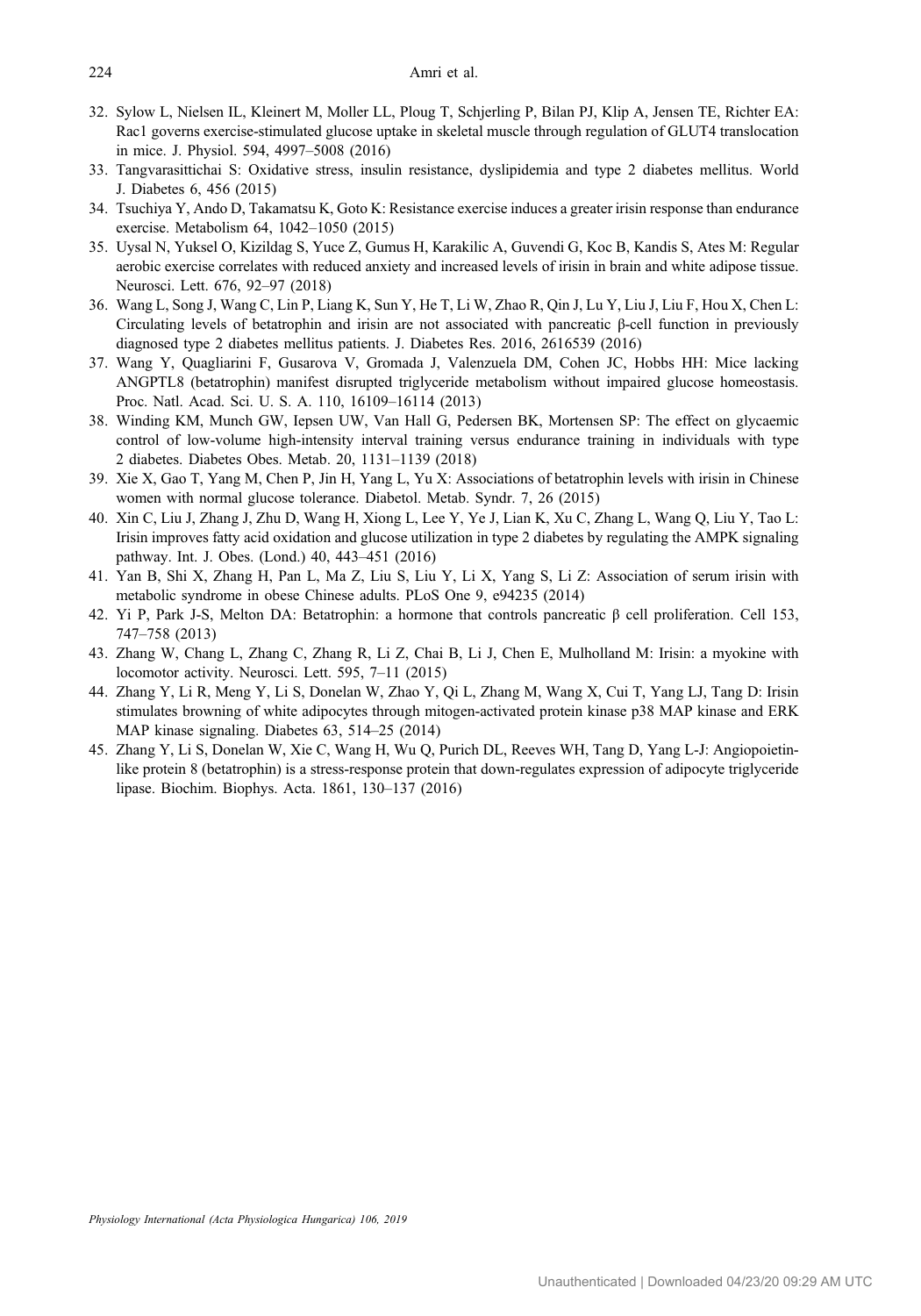32. Sylow L, Nielsen IL, Kleinert M, Moller LL, Ploug T, Schjerling P, Bilan PJ, Klip A, Jensen TE, Richter EA: Rac1 governs exercise-stimulated glucose uptake in skeletal muscle through regulation of GLUT4 translocation in mice. J. Physiol. 594, 4997–5008 (2016)
33. Tangvarasittichai S: Oxidative stress, insulin resistance, dyslipidemia and type 2 diabetes mellitus. World J. Diabetes 6, 456 (2015)
34. Tsuchiya Y, Ando D, Takamatsu K, Goto K: Resistance exercise induces a greater irisin response than endurance exercise. Metabolism 64, 1042–1050 (2015)
35. Uysal N, Yuksel O, Kizildag S, Yuce Z, Gumus H, Karakilic A, Guvendi G, Koc B, Kandis S, Ates M: Regular aerobic exercise correlates with reduced anxiety and increased levels of irisin in brain and white adipose tissue. Neurosci. Lett. 676, 92–97 (2018)
36. Wang L, Song J, Wang C, Lin P, Liang K, Sun Y, He T, Li W, Zhao R, Qin J, Lu Y, Liu J, Liu F, Hou X, Chen L: Circulating levels of betatrophin and irisin are not associated with pancreatic β-cell function in previously diagnosed type 2 diabetes mellitus patients. J. Diabetes Res. 2016, 2616539 (2016)
37. Wang Y, Quagliarini F, Gusarova V, Gromada J, Valenzuela DM, Cohen JC, Hobbs HH: Mice lacking ANGPTL8 (betatrophin) manifest disrupted triglyceride metabolism without impaired glucose homeostasis. Proc. Natl. Acad. Sci. U. S. A. 110, 16109–16114 (2013)
38. Winding KM, Munch GW, Iepsen UW, Van Hall G, Pedersen BK, Mortensen SP: The effect on glycaemic control of low-volume high-intensity interval training versus endurance training in individuals with type 2 diabetes. Diabetes Obes. Metab. 20, 1131–1139 (2018)
39. Xie X, Gao T, Yang M, Chen P, Jin H, Yang L, Yu X: Associations of betatrophin levels with irisin in Chinese women with normal glucose tolerance. Diabetol. Metab. Syndr. 7, 26 (2015)
40. Xin C, Liu J, Zhang J, Zhu D, Wang H, Xiong L, Lee Y, Ye J, Lian K, Xu C, Zhang L, Wang Q, Liu Y, Tao L: Irisin improves fatty acid oxidation and glucose utilization in type 2 diabetes by regulating the AMPK signaling pathway. Int. J. Obes. (Lond.) 40, 443–451 (2016)
41. Yan B, Shi X, Zhang H, Pan L, Ma Z, Liu S, Liu Y, Li X, Yang S, Li Z: Association of serum irisin with metabolic syndrome in obese Chinese adults. PLoS One 9, e94235 (2014)
42. Yi P, Park J-S, Melton DA: Betatrophin: a hormone that controls pancreatic β cell proliferation. Cell 153, 747–758 (2013)
43. Zhang W, Chang L, Zhang C, Zhang R, Li Z, Chai B, Li J, Chen E, Mulholland M: Irisin: a myokine with locomotor activity. Neurosci. Lett. 595, 7–11 (2015)
44. Zhang Y, Li R, Meng Y, Li S, Donelan W, Zhao Y, Qi L, Zhang M, Wang X, Cui T, Yang LJ, Tang D: Irisin stimulates browning of white adipocytes through mitogen-activated protein kinase p38 MAP kinase and ERK MAP kinase signaling. Diabetes 63, 514–25 (2014)
45. Zhang Y, Li S, Donelan W, Xie C, Wang H, Wu Q, Purich DL, Reeves WH, Tang D, Yang L-J: Angiopoietin-like protein 8 (betatrophin) is a stress-response protein that down-regulates expression of adipocyte triglyceride lipase. Biochim. Biophys. Acta. 1861, 130–137 (2016)